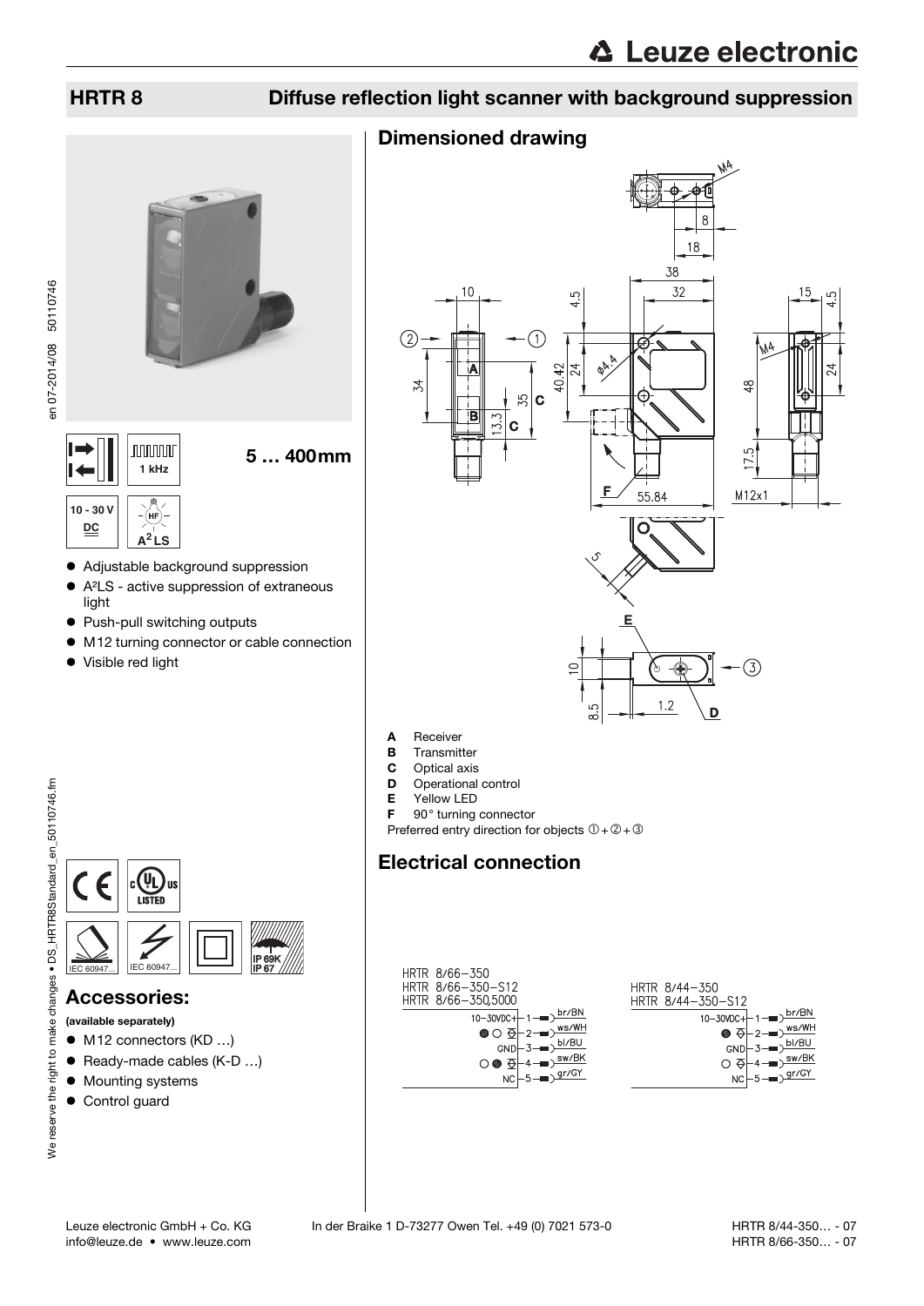## HRTR 8 Diffuse reflection light scanner with background suppression

5 … 400 mm

1 kHz

10 - 30 V DC

A²LS

- Adjustable background suppression
- A²LS - active suppression of extraneous light
- Push-pull switching outputs
- M12 turning connector or cable connection
- Visible red light

IP 69K
IP 67

## Accessories:

**(available separately)**

- M12 connectors (KD …)
- Ready-made cables (K-D …)
- Mounting systems
- Control guard

## Dimensioned drawing

- **A** Receiver
- **B** Transmitter
- **C** Optical axis
- **D** Operational control
- **E** Yellow LED
- **F** 90° turning connector

Preferred entry direction for objects ① + ② + ③

## Electrical connection

HRTR 8/66-350
HRTR 8/66-350-S12
HRTR 8/66-350,5000

| Pin | Function | Color |
|---|---|---|
| 1 | 10-30VDC+ | br/BN |
| 2 | Output | ws/WH |
| 3 | GND | bl/BU |
| 4 | Output | sw/BK |
| 5 | NC | gr/GY |

HRTR 8/44-350
HRTR 8/44-350-S12

| Pin | Function | Color |
|---|---|---|
| 1 | 10-30VDC+ | br/BN |
| 2 | Output | ws/WH |
| 3 | GND | bl/BU |
| 4 | Output | sw/BK |
| 5 | NC | gr/GY |

Leuze electronic GmbH + Co. KG In der Braike 1 D-73277 Owen Tel. +49 (0) 7021 573-0
info@leuze.de • www.leuze.com

HRTR 8/44-350… - 07
HRTR 8/66-350… - 07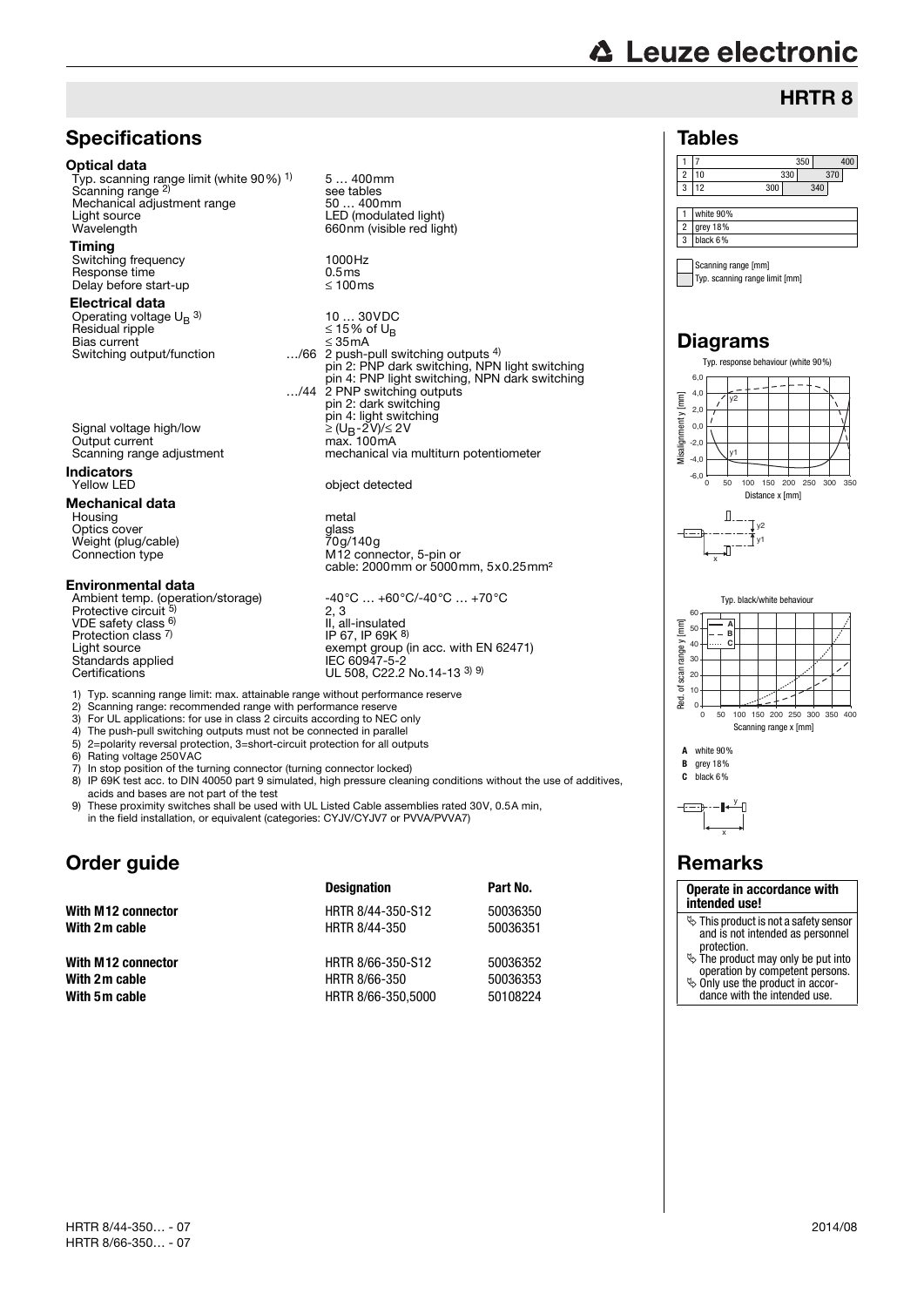# HRTR 8

## Specifications

### Optical data

| | |
|---|---|
| Typ. scanning range limit (white 90%) [1] | 5 … 400mm |
| Scanning range [2] | see tables |
| Mechanical adjustment range | 50 … 400mm |
| Light source | LED (modulated light) |
| Wavelength | 660nm (visible red light) |

### Timing

| | |
|---|---|
| Switching frequency | 1000Hz |
| Response time | 0.5ms |
| Delay before start-up | ≤ 100ms |

### Electrical data

| | | |
|---|---|---|
| Operating voltage $U_B$ [3] | | 10 … 30VDC |
| Residual ripple | | ≤ 15% of $U_B$ |
| Bias current | | ≤ 35mA |
| Switching output/function | …/66 | 2 push-pull switching outputs [4] pin 2: PNP dark switching, NPN light switching pin 4: PNP light switching, NPN dark switching |
| | …/44 | 2 PNP switching outputs pin 2: dark switching pin 4: light switching |
| Signal voltage high/low | | ≥ ($U_B$-2V)/≤ 2V |
| Output current | | max. 100mA |
| Scanning range adjustment | | mechanical via multiturn potentiometer |

### Indicators

| | |
|---|---|
| Yellow LED | object detected |

### Mechanical data

| | |
|---|---|
| Housing | metal |
| Optics cover | glass |
| Weight (plug/cable) | 70g/140g |
| Connection type | M12 connector, 5-pin or cable: 2000mm or 5000mm, 5x0.25mm² |

### Environmental data

| | |
|---|---|
| Ambient temp. (operation/storage) | -40°C … +60°C/-40°C … +70°C |
| Protective circuit [5] | 2, 3 |
| VDE safety class [6] | II, all-insulated |
| Protection class [7] | IP 67, IP 69K [8] |
| Light source | exempt group (in acc. with EN 62471) |
| Standards applied | IEC 60947-5-2 |
| Certifications | UL 508, C22.2 No.14-13 [3] [9] |

1) Typ. scanning range limit: max. attainable range without performance reserve
2) Scanning range: recommended range with performance reserve
3) For UL applications: for use in class 2 circuits according to NEC only
4) The push-pull switching outputs must not be connected in parallel
5) 2=polarity reversal protection, 3=short-circuit protection for all outputs
6) Rating voltage 250VAC
7) In stop position of the turning connector (turning connector locked)
8) IP 69K test acc. to DIN 40050 part 9 simulated, high pressure cleaning conditions without the use of additives, acids and bases are not part of the test
9) These proximity switches shall be used with UL Listed Cable assemblies rated 30V, 0.5A min, in the field installation, or equivalent (categories: CYJV/CYJV7 or PVVA/PVVA7)

## Order guide

| | Designation | Part No. |
|---|---|---|
| **With M12 connector** | HRTR 8/44-350-S12 | 50036350 |
| **With 2m cable** | HRTR 8/44-350 | 50036351 |
| **With M12 connector** | HRTR 8/66-350-S12 | 50036352 |
| **With 2m cable** | HRTR 8/66-350 | 50036353 |
| **With 5m cable** | HRTR 8/66-350,5000 | 50108224 |

## Tables

1 7 350 400
2 10 330 370
3 12 300 340

| | |
|---|---|
| 1 | white 90% |
| 2 | grey 18% |
| 3 | black 6% |

Scanning range [mm]
Typ. scanning range limit [mm]

## Diagrams

Typ. response behaviour (white 90%)

Misalignment y [mm]
6,0 4,0 2,0 0,0 -2,0 -4,0 -6,0
y2
y1
0 50 100 150 200 250 300 350
Distance x [mm]

y2
y1
x

Typ. black/white behaviour

Red. of scan range y [mm]
60 50 40 30 20 10 0
A
B
C
0 50 100 150 200 250 300 350 400
Scanning range x [mm]

**A** white 90%
**B** grey 18%
**C** black 6%

y
x

## Remarks

**Operate in accordance with intended use!**

- This product is not a safety sensor and is not intended as personnel protection.
- The product may only be put into operation by competent persons.
- Only use the product in accordance with the intended use.